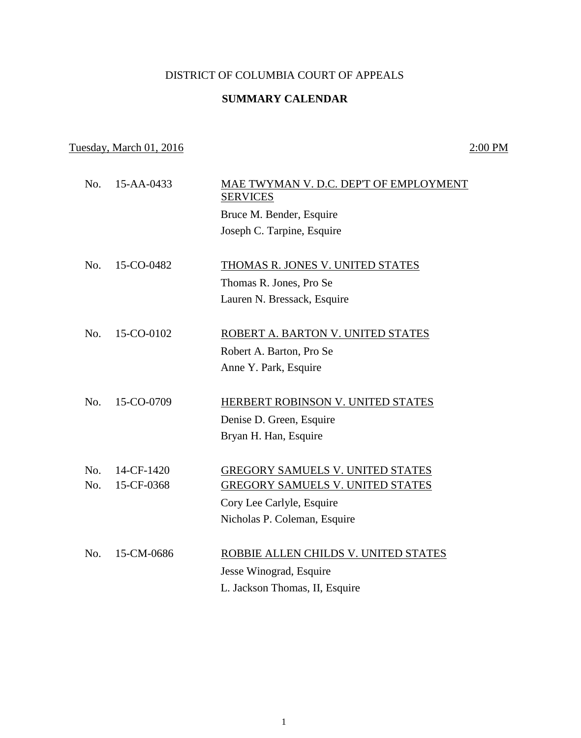DISTRICT OF COLUMBIA COURT OF APPEALS

**SUMMARY CALENDAR**

Tuesday, March 01, 2016 — 2:00 PM

No. 15-AA-0433 — MAE TWYMAN V. D.C. DEP'T OF EMPLOYMENT SERVICES

Bruce M. Bender, Esquire

Joseph C. Tarpine, Esquire

No. 15-CO-0482 — THOMAS R. JONES V. UNITED STATES

Thomas R. Jones, Pro Se

Lauren N. Bressack, Esquire

No. 15-CO-0102 — ROBERT A. BARTON V. UNITED STATES

Robert A. Barton, Pro Se

Anne Y. Park, Esquire

No. 15-CO-0709 — HERBERT ROBINSON V. UNITED STATES

Denise D. Green, Esquire

Bryan H. Han, Esquire

No. 14-CF-1420 — GREGORY SAMUELS V. UNITED STATES

No. 15-CF-0368 — GREGORY SAMUELS V. UNITED STATES

Cory Lee Carlyle, Esquire

Nicholas P. Coleman, Esquire

No. 15-CM-0686 — ROBBIE ALLEN CHILDS V. UNITED STATES

Jesse Winograd, Esquire

L. Jackson Thomas, II, Esquire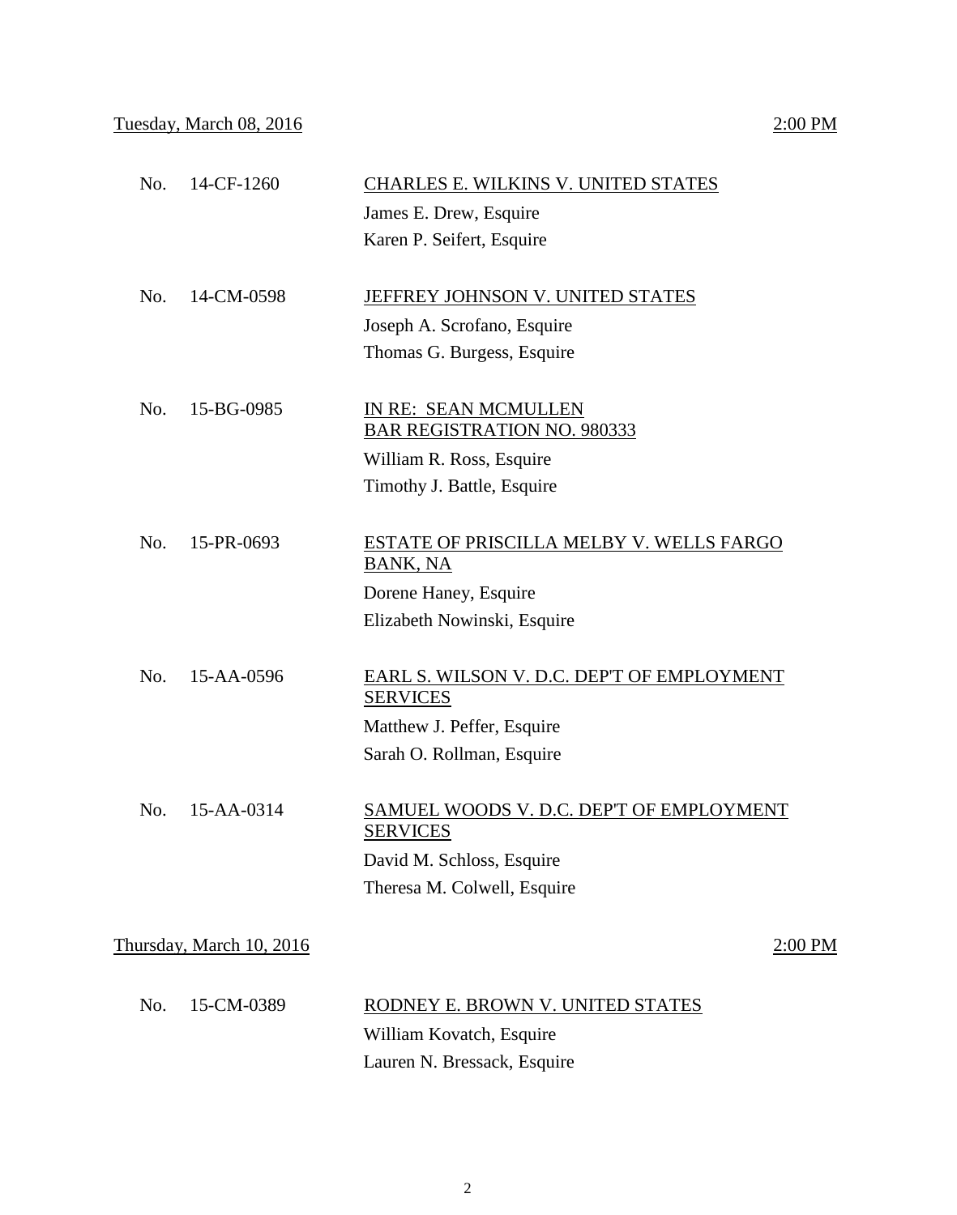Tuesday, March 08, 2016 — 2:00 PM

No. 14-CF-1260 — CHARLES E. WILKINS V. UNITED STATES

James E. Drew, Esquire
Karen P. Seifert, Esquire

No. 14-CM-0598 — JEFFREY JOHNSON V. UNITED STATES

Joseph A. Scrofano, Esquire
Thomas G. Burgess, Esquire

No. 15-BG-0985 — IN RE: SEAN MCMULLEN BAR REGISTRATION NO. 980333

William R. Ross, Esquire
Timothy J. Battle, Esquire

No. 15-PR-0693 — ESTATE OF PRISCILLA MELBY V. WELLS FARGO BANK, NA

Dorene Haney, Esquire
Elizabeth Nowinski, Esquire

No. 15-AA-0596 — EARL S. WILSON V. D.C. DEP'T OF EMPLOYMENT SERVICES

Matthew J. Peffer, Esquire
Sarah O. Rollman, Esquire

No. 15-AA-0314 — SAMUEL WOODS V. D.C. DEP'T OF EMPLOYMENT SERVICES

David M. Schloss, Esquire
Theresa M. Colwell, Esquire

Thursday, March 10, 2016 — 2:00 PM

No. 15-CM-0389 — RODNEY E. BROWN V. UNITED STATES

William Kovatch, Esquire
Lauren N. Bressack, Esquire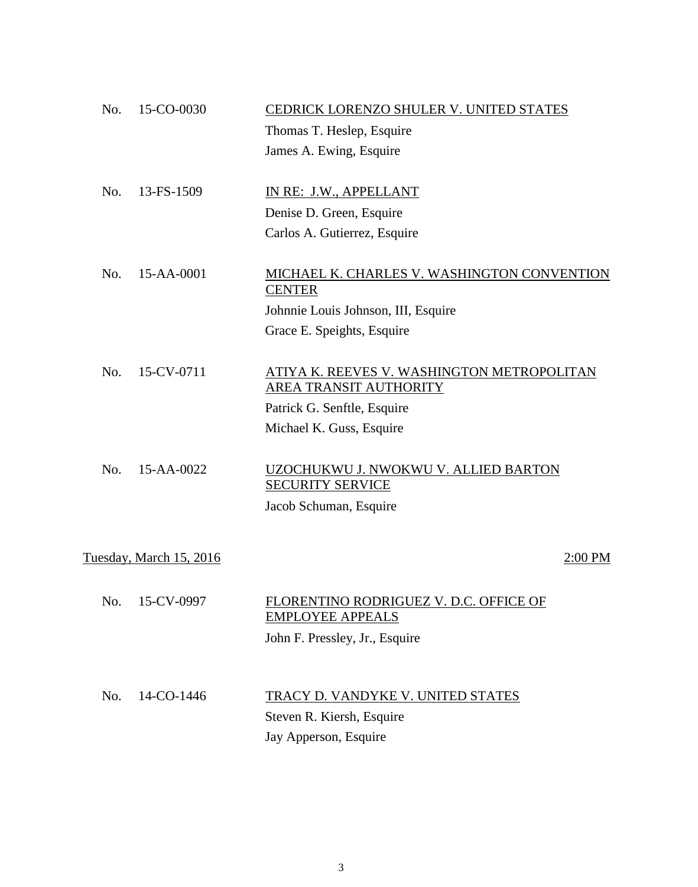No. 15-CO-0030 — <u>CEDRICK LORENZO SHULER V. UNITED STATES</u>
Thomas T. Heslep, Esquire
James A. Ewing, Esquire

No. 13-FS-1509 — <u>IN RE: J.W., APPELLANT</u>
Denise D. Green, Esquire
Carlos A. Gutierrez, Esquire

No. 15-AA-0001 — <u>MICHAEL K. CHARLES V. WASHINGTON CONVENTION CENTER</u>
Johnnie Louis Johnson, III, Esquire
Grace E. Speights, Esquire

No. 15-CV-0711 — <u>ATIYA K. REEVES V. WASHINGTON METROPOLITAN AREA TRANSIT AUTHORITY</u>
Patrick G. Senftle, Esquire
Michael K. Guss, Esquire

No. 15-AA-0022 — <u>UZOCHUKWU J. NWOKWU V. ALLIED BARTON SECURITY SERVICE</u>
Jacob Schuman, Esquire

<u>Tuesday, March 15, 2016</u> — <u>2:00 PM</u>

No. 15-CV-0997 — <u>FLORENTINO RODRIGUEZ V. D.C. OFFICE OF EMPLOYEE APPEALS</u>
John F. Pressley, Jr., Esquire

No. 14-CO-1446 — <u>TRACY D. VANDYKE V. UNITED STATES</u>
Steven R. Kiersh, Esquire
Jay Apperson, Esquire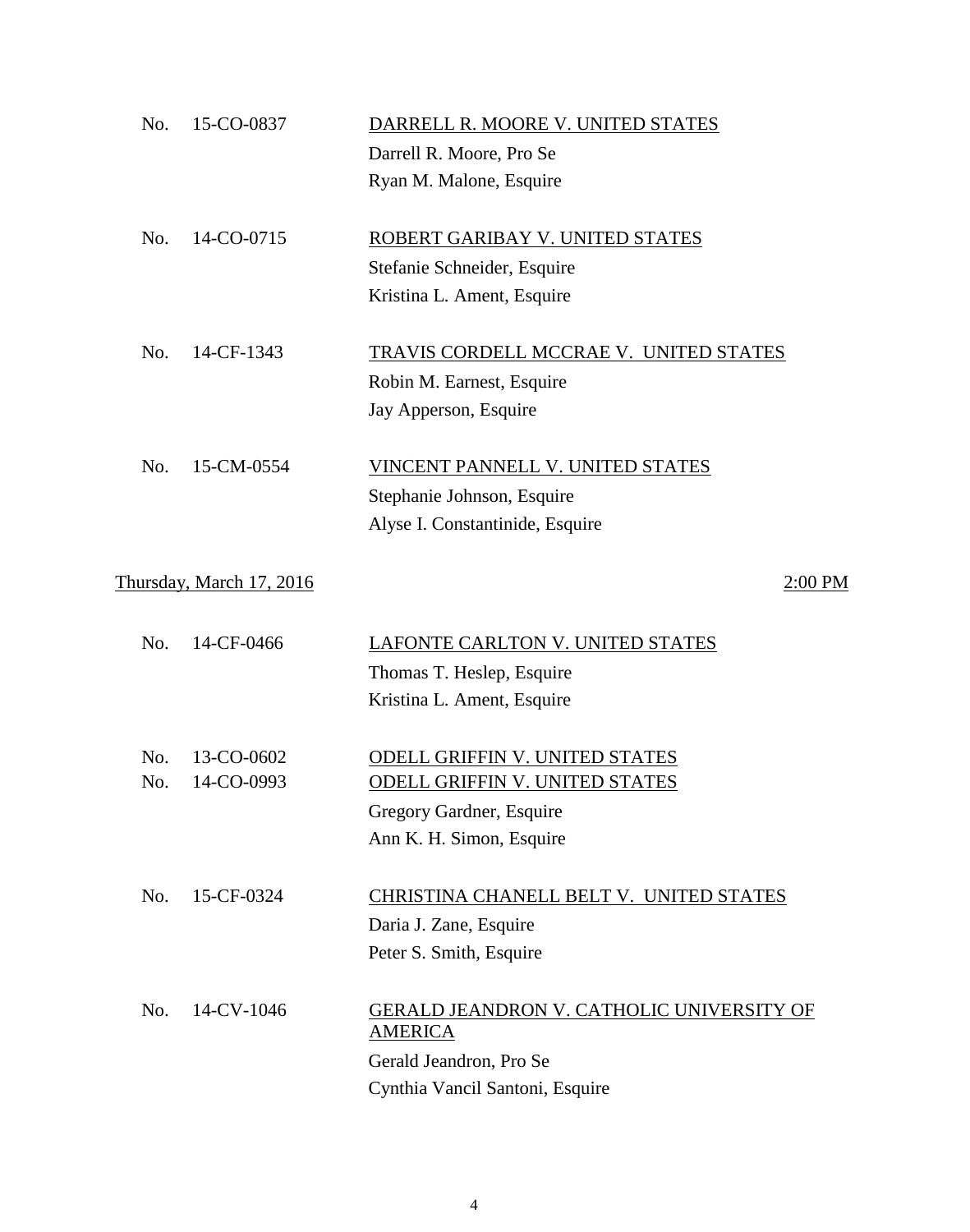No. 15-CO-0837 — <u>DARRELL R. MOORE V. UNITED STATES</u>
Darrell R. Moore, Pro Se
Ryan M. Malone, Esquire

No. 14-CO-0715 — <u>ROBERT GARIBAY V. UNITED STATES</u>
Stefanie Schneider, Esquire
Kristina L. Ament, Esquire

No. 14-CF-1343 — <u>TRAVIS CORDELL MCCRAE V. UNITED STATES</u>
Robin M. Earnest, Esquire
Jay Apperson, Esquire

No. 15-CM-0554 — <u>VINCENT PANNELL V. UNITED STATES</u>
Stephanie Johnson, Esquire
Alyse I. Constantinide, Esquire

<u>Thursday, March 17, 2016</u> — <u>2:00 PM</u>

No. 14-CF-0466 — <u>LAFONTE CARLTON V. UNITED STATES</u>
Thomas T. Heslep, Esquire
Kristina L. Ament, Esquire

No. 13-CO-0602 — <u>ODELL GRIFFIN V. UNITED STATES</u>
No. 14-CO-0993 — <u>ODELL GRIFFIN V. UNITED STATES</u>
Gregory Gardner, Esquire
Ann K. H. Simon, Esquire

No. 15-CF-0324 — <u>CHRISTINA CHANELL BELT V. UNITED STATES</u>
Daria J. Zane, Esquire
Peter S. Smith, Esquire

No. 14-CV-1046 — <u>GERALD JEANDRON V. CATHOLIC UNIVERSITY OF AMERICA</u>
Gerald Jeandron, Pro Se
Cynthia Vancil Santoni, Esquire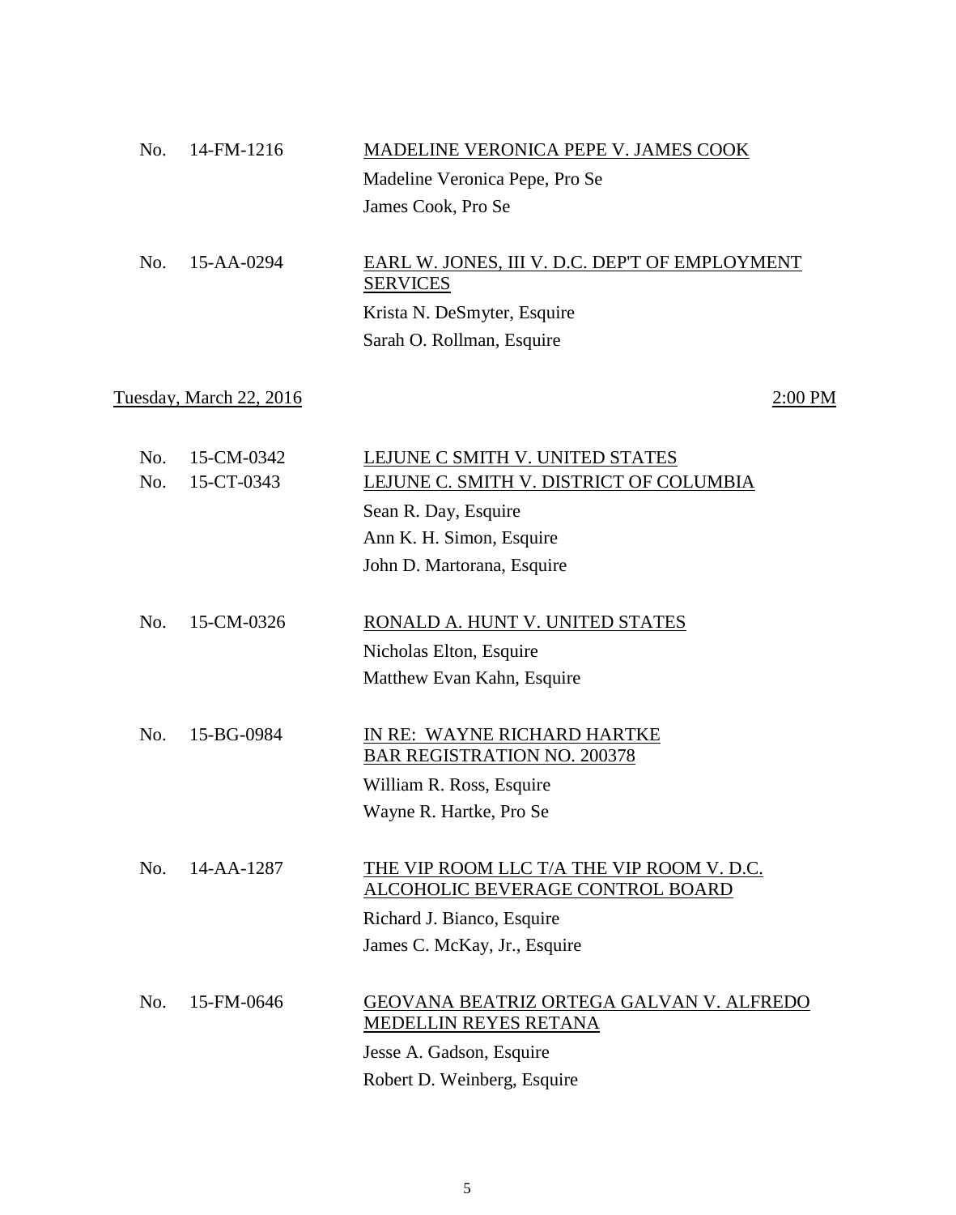No. 14-FM-1216 MADELINE VERONICA PEPE V. JAMES COOK

Madeline Veronica Pepe, Pro Se
James Cook, Pro Se

No. 15-AA-0294 EARL W. JONES, III V. D.C. DEP'T OF EMPLOYMENT SERVICES

Krista N. DeSmyter, Esquire
Sarah O. Rollman, Esquire

Tuesday, March 22, 2016 2:00 PM

No. 15-CM-0342 LEJUNE C SMITH V. UNITED STATES
No. 15-CT-0343 LEJUNE C. SMITH V. DISTRICT OF COLUMBIA

Sean R. Day, Esquire
Ann K. H. Simon, Esquire
John D. Martorana, Esquire

No. 15-CM-0326 RONALD A. HUNT V. UNITED STATES

Nicholas Elton, Esquire
Matthew Evan Kahn, Esquire

No. 15-BG-0984 IN RE: WAYNE RICHARD HARTKE BAR REGISTRATION NO. 200378

William R. Ross, Esquire
Wayne R. Hartke, Pro Se

No. 14-AA-1287 THE VIP ROOM LLC T/A THE VIP ROOM V. D.C. ALCOHOLIC BEVERAGE CONTROL BOARD

Richard J. Bianco, Esquire
James C. McKay, Jr., Esquire

No. 15-FM-0646 GEOVANA BEATRIZ ORTEGA GALVAN V. ALFREDO MEDELLIN REYES RETANA

Jesse A. Gadson, Esquire
Robert D. Weinberg, Esquire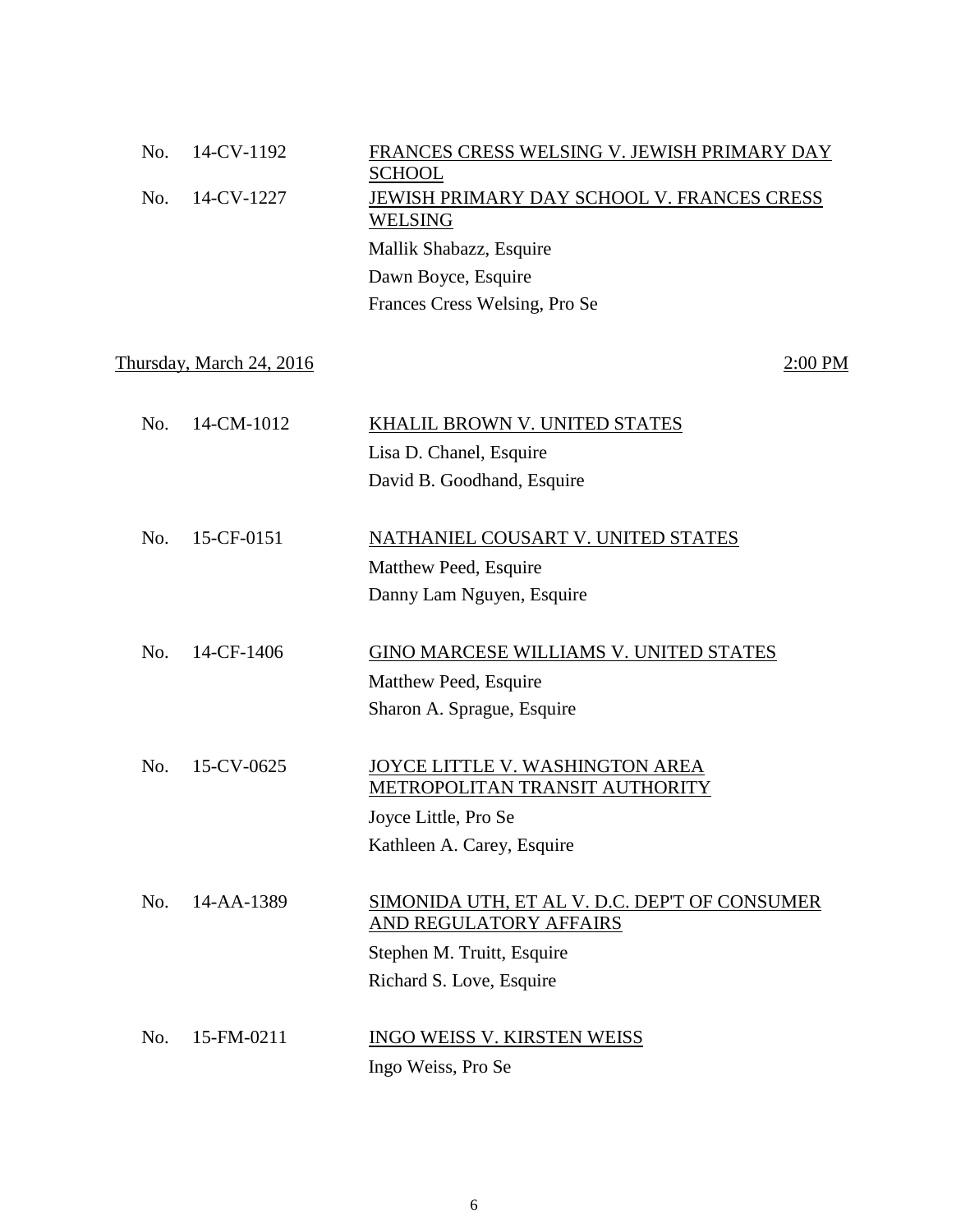No. 14-CV-1192 FRANCES CRESS WELSING V. JEWISH PRIMARY DAY SCHOOL

No. 14-CV-1227 JEWISH PRIMARY DAY SCHOOL V. FRANCES CRESS WELSING

Mallik Shabazz, Esquire
Dawn Boyce, Esquire
Frances Cress Welsing, Pro Se

Thursday, March 24, 2016 2:00 PM

No. 14-CM-1012 KHALIL BROWN V. UNITED STATES

Lisa D. Chanel, Esquire
David B. Goodhand, Esquire

No. 15-CF-0151 NATHANIEL COUSART V. UNITED STATES

Matthew Peed, Esquire
Danny Lam Nguyen, Esquire

No. 14-CF-1406 GINO MARCESE WILLIAMS V. UNITED STATES

Matthew Peed, Esquire
Sharon A. Sprague, Esquire

No. 15-CV-0625 JOYCE LITTLE V. WASHINGTON AREA METROPOLITAN TRANSIT AUTHORITY

Joyce Little, Pro Se
Kathleen A. Carey, Esquire

No. 14-AA-1389 SIMONIDA UTH, ET AL V. D.C. DEP'T OF CONSUMER AND REGULATORY AFFAIRS

Stephen M. Truitt, Esquire
Richard S. Love, Esquire

No. 15-FM-0211 INGO WEISS V. KIRSTEN WEISS

Ingo Weiss, Pro Se